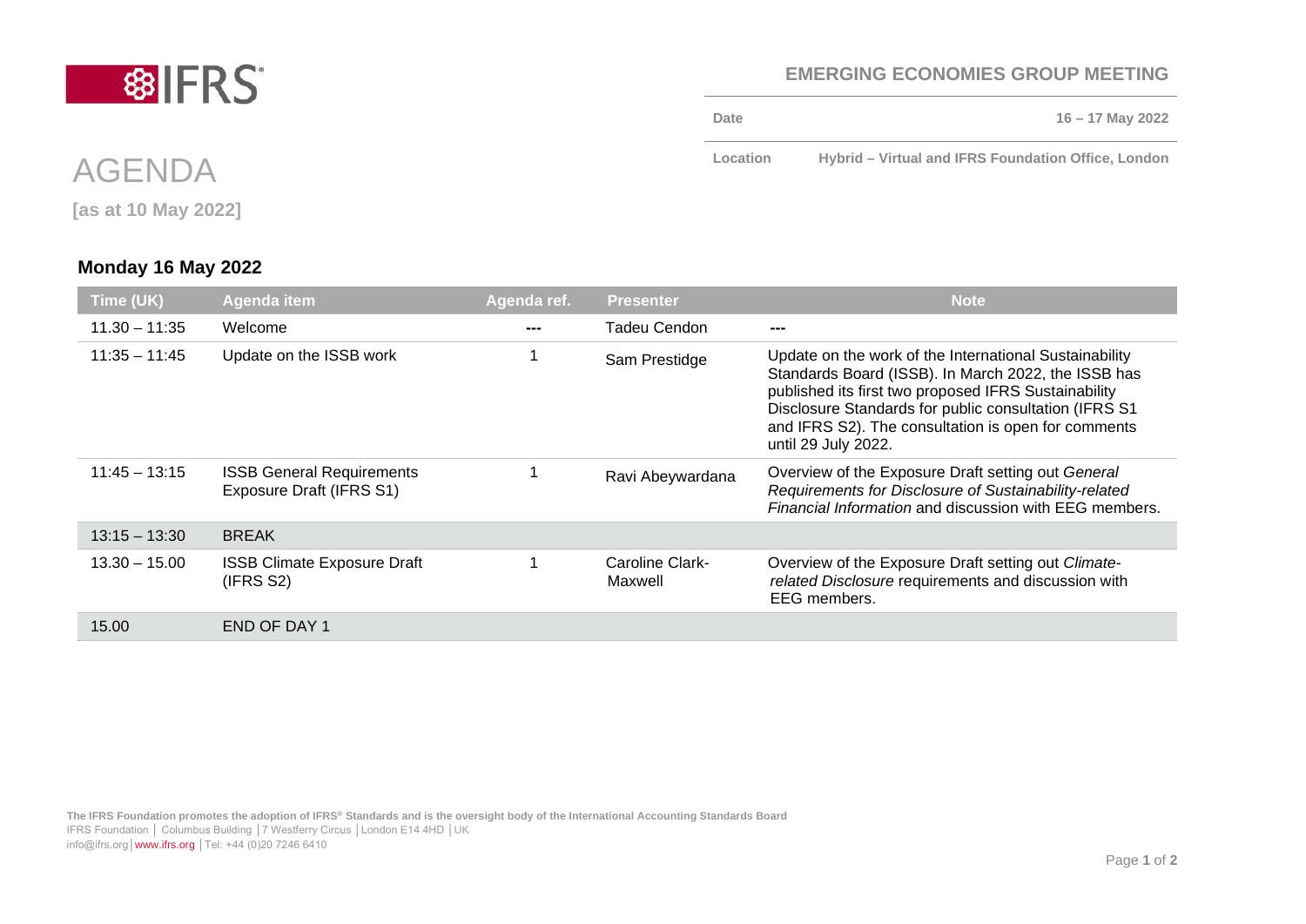**EMERGING ECONOMIES GROUP MEETING**

| | |
|---|---|
| **Date** | **16 – 17 May 2022** |
| **Location** | **Hybrid – Virtual and IFRS Foundation Office, London** |

# AGENDA

**[as at 10 May 2022]**

## Monday 16 May 2022

| Time (UK) | Agenda item | Agenda ref. | Presenter | Note |
|---|---|---|---|---|
| 11.30 – 11:35 | Welcome | --- | Tadeu Cendon | --- |
| 11:35 – 11:45 | Update on the ISSB work | 1 | Sam Prestidge | Update on the work of the International Sustainability Standards Board (ISSB). In March 2022, the ISSB has published its first two proposed IFRS Sustainability Disclosure Standards for public consultation (IFRS S1 and IFRS S2). The consultation is open for comments until 29 July 2022. |
| 11:45 – 13:15 | ISSB General Requirements Exposure Draft (IFRS S1) | 1 | Ravi Abeywardana | Overview of the Exposure Draft setting out *General Requirements for Disclosure of Sustainability-related Financial Information* and discussion with EEG members. |
| 13:15 – 13:30 | BREAK | | | |
| 13.30 – 15.00 | ISSB Climate Exposure Draft (IFRS S2) | 1 | Caroline Clark-Maxwell | Overview of the Exposure Draft setting out *Climate-related Disclosure* requirements and discussion with EEG members. |
| 15.00 | END OF DAY 1 | | | |

**The IFRS Foundation promotes the adoption of IFRS® Standards and is the oversight body of the International Accounting Standards Board**
IFRS Foundation | Columbus Building | 7 Westferry Circus | London E14 4HD | UK
info@ifrs.org | www.ifrs.org | Tel: +44 (0)20 7246 6410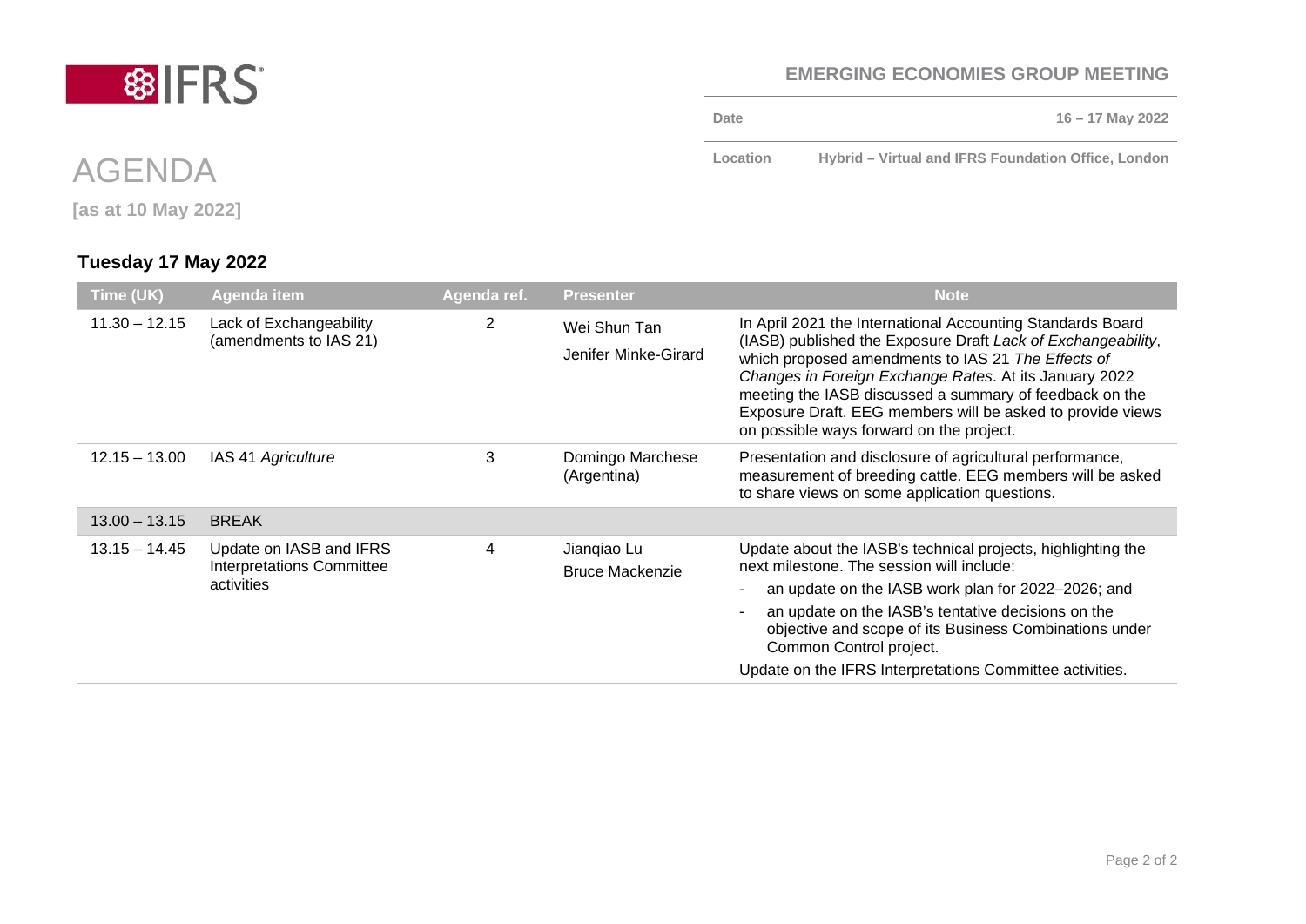# EMERGING ECONOMIES GROUP MEETING

| | |
|---|---|
| **Date** | **16 – 17 May 2022** |
| **Location** | **Hybrid – Virtual and IFRS Foundation Office, London** |

# AGENDA

**[as at 10 May 2022]**

## Tuesday 17 May 2022

| Time (UK) | Agenda item | Agenda ref. | Presenter | Note |
|---|---|---|---|---|
| 11.30 – 12.15 | Lack of Exchangeability (amendments to IAS 21) | 2 | Wei Shun Tan<br>Jenifer Minke-Girard | In April 2021 the International Accounting Standards Board (IASB) published the Exposure Draft *Lack of Exchangeability*, which proposed amendments to IAS 21 *The Effects of Changes in Foreign Exchange Rates*. At its January 2022 meeting the IASB discussed a summary of feedback on the Exposure Draft. EEG members will be asked to provide views on possible ways forward on the project. |
| 12.15 – 13.00 | IAS 41 *Agriculture* | 3 | Domingo Marchese (Argentina) | Presentation and disclosure of agricultural performance, measurement of breeding cattle. EEG members will be asked to share views on some application questions. |
| 13.00 – 13.15 | BREAK | | | |
| 13.15 – 14.45 | Update on IASB and IFRS Interpretations Committee activities | 4 | Jianqiao Lu<br>Bruce Mackenzie | Update about the IASB's technical projects, highlighting the next milestone. The session will include:<br>- an update on the IASB work plan for 2022–2026; and<br>- an update on the IASB's tentative decisions on the objective and scope of its Business Combinations under Common Control project.<br>Update on the IFRS Interpretations Committee activities. |